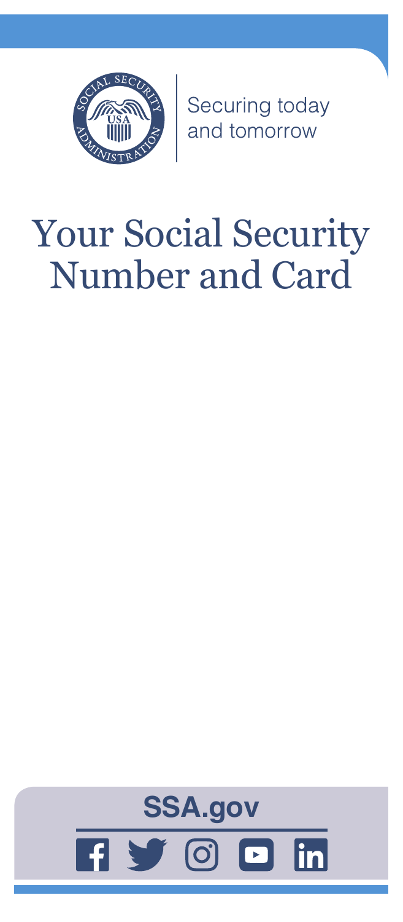Securing today and tomorrow

# Your Social Security Number and Card

**SSA.gov**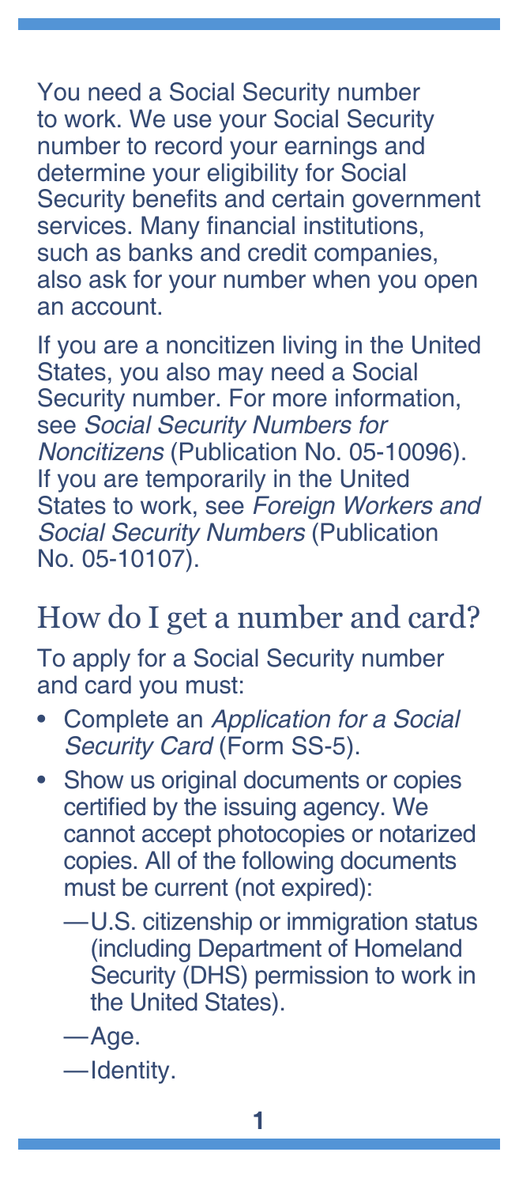You need a Social Security number to work. We use your Social Security number to record your earnings and determine your eligibility for Social Security benefits and certain government services. Many financial institutions, such as banks and credit companies, also ask for your number when you open an account.

If you are a noncitizen living in the United States, you also may need a Social Security number. For more information, see *Social Security Numbers for Noncitizens* (Publication No. 05-10096). If you are temporarily in the United States to work, see *Foreign Workers and Social Security Numbers* (Publication No. 05-10107).

## How do I get a number and card?

To apply for a Social Security number and card you must:

- Complete an *Application for a Social Security Card* (Form SS-5).
- Show us original documents or copies certified by the issuing agency. We cannot accept photocopies or notarized copies. All of the following documents must be current (not expired):
  - —U.S. citizenship or immigration status (including Department of Homeland Security (DHS) permission to work in the United States).
  - —Age.
  - —Identity.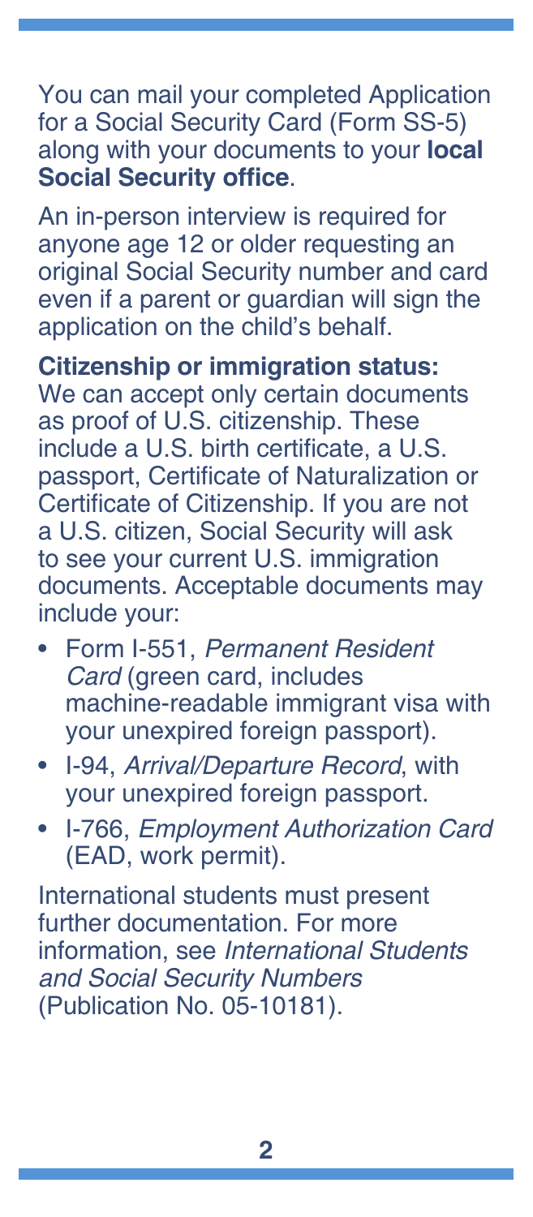You can mail your completed Application for a Social Security Card (Form SS-5) along with your documents to your **local Social Security office**.

An in-person interview is required for anyone age 12 or older requesting an original Social Security number and card even if a parent or guardian will sign the application on the child's behalf.

**Citizenship or immigration status:** We can accept only certain documents as proof of U.S. citizenship. These include a U.S. birth certificate, a U.S. passport, Certificate of Naturalization or Certificate of Citizenship. If you are not a U.S. citizen, Social Security will ask to see your current U.S. immigration documents. Acceptable documents may include your:

- Form I-551, *Permanent Resident Card* (green card, includes machine-readable immigrant visa with your unexpired foreign passport).
- I-94, *Arrival/Departure Record*, with your unexpired foreign passport.
- I-766, *Employment Authorization Card* (EAD, work permit).

International students must present further documentation. For more information, see *International Students and Social Security Numbers* (Publication No. 05-10181).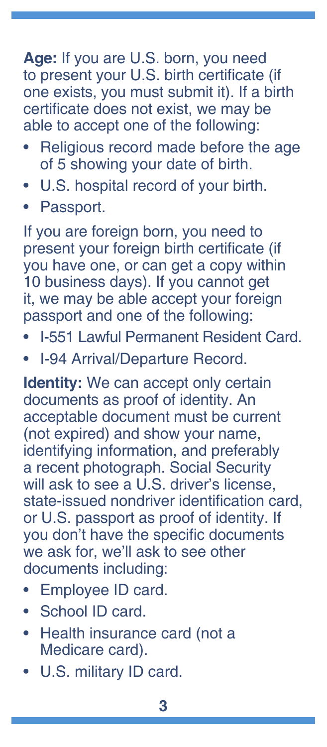**Age:** If you are U.S. born, you need to present your U.S. birth certificate (if one exists, you must submit it). If a birth certificate does not exist, we may be able to accept one of the following:

- Religious record made before the age of 5 showing your date of birth.
- U.S. hospital record of your birth.
- Passport.

If you are foreign born, you need to present your foreign birth certificate (if you have one, or can get a copy within 10 business days). If you cannot get it, we may be able accept your foreign passport and one of the following:

- I-551 Lawful Permanent Resident Card.
- I-94 Arrival/Departure Record.

**Identity:** We can accept only certain documents as proof of identity. An acceptable document must be current (not expired) and show your name, identifying information, and preferably a recent photograph. Social Security will ask to see a U.S. driver's license, state-issued nondriver identification card, or U.S. passport as proof of identity. If you don't have the specific documents we ask for, we'll ask to see other documents including:

- Employee ID card.
- School ID card.
- Health insurance card (not a Medicare card).
- U.S. military ID card.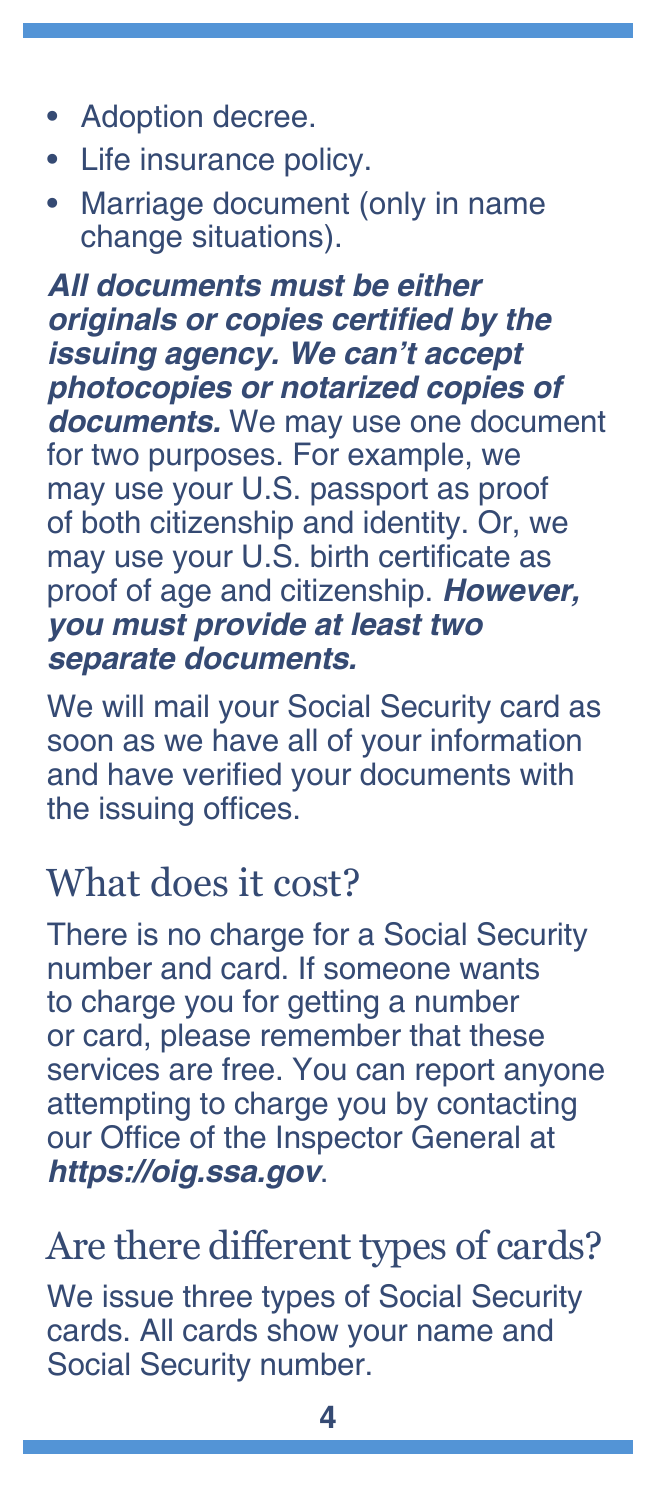- Adoption decree.
- Life insurance policy.
- Marriage document (only in name change situations).

***All documents must be either originals or copies certified by the issuing agency. We can't accept photocopies or notarized copies of documents.*** We may use one document for two purposes. For example, we may use your U.S. passport as proof of both citizenship and identity. Or, we may use your U.S. birth certificate as proof of age and citizenship. ***However, you must provide at least two separate documents.***

We will mail your Social Security card as soon as we have all of your information and have verified your documents with the issuing offices.

## What does it cost?

There is no charge for a Social Security number and card. If someone wants to charge you for getting a number or card, please remember that these services are free. You can report anyone attempting to charge you by contacting our Office of the Inspector General at ***https://oig.ssa.gov***.

## Are there different types of cards?

We issue three types of Social Security cards. All cards show your name and Social Security number.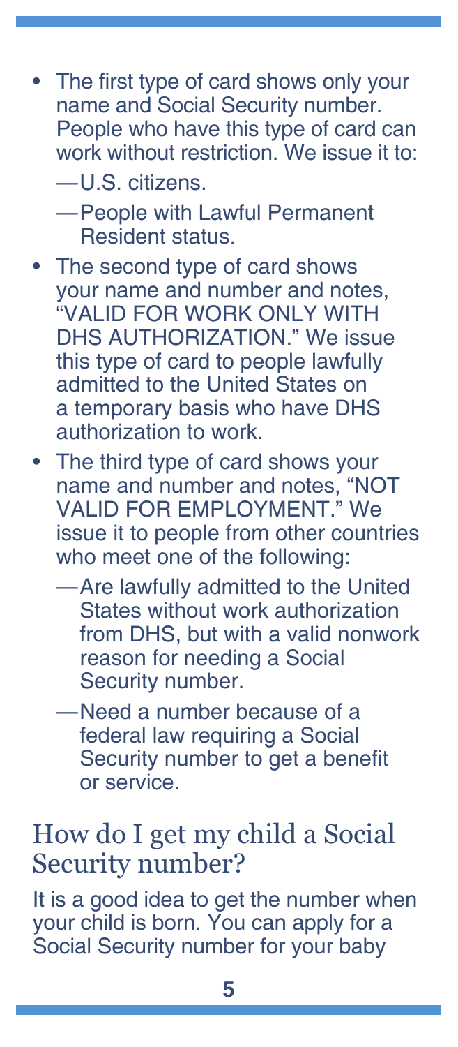- The first type of card shows only your name and Social Security number. People who have this type of card can work without restriction. We issue it to:
    - U.S. citizens.
    - People with Lawful Permanent Resident status.
- The second type of card shows your name and number and notes, "VALID FOR WORK ONLY WITH DHS AUTHORIZATION." We issue this type of card to people lawfully admitted to the United States on a temporary basis who have DHS authorization to work.
- The third type of card shows your name and number and notes, "NOT VALID FOR EMPLOYMENT." We issue it to people from other countries who meet one of the following:
    - Are lawfully admitted to the United States without work authorization from DHS, but with a valid nonwork reason for needing a Social Security number.
    - Need a number because of a federal law requiring a Social Security number to get a benefit or service.

## How do I get my child a Social Security number?

It is a good idea to get the number when your child is born. You can apply for a Social Security number for your baby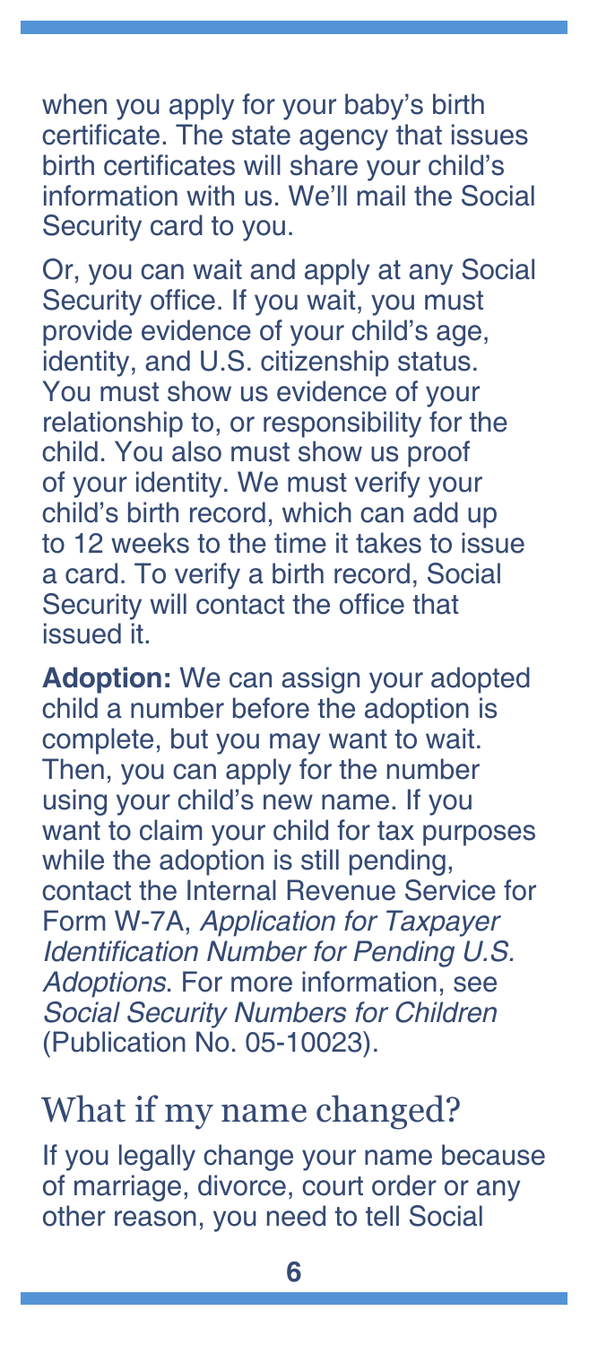when you apply for your baby's birth certificate. The state agency that issues birth certificates will share your child's information with us. We'll mail the Social Security card to you.

Or, you can wait and apply at any Social Security office. If you wait, you must provide evidence of your child's age, identity, and U.S. citizenship status. You must show us evidence of your relationship to, or responsibility for the child. You also must show us proof of your identity. We must verify your child's birth record, which can add up to 12 weeks to the time it takes to issue a card. To verify a birth record, Social Security will contact the office that issued it.

**Adoption:** We can assign your adopted child a number before the adoption is complete, but you may want to wait. Then, you can apply for the number using your child's new name. If you want to claim your child for tax purposes while the adoption is still pending, contact the Internal Revenue Service for Form W-7A, *Application for Taxpayer Identification Number for Pending U.S. Adoptions*. For more information, see *Social Security Numbers for Children* (Publication No. 05-10023).

## What if my name changed?

If you legally change your name because of marriage, divorce, court order or any other reason, you need to tell Social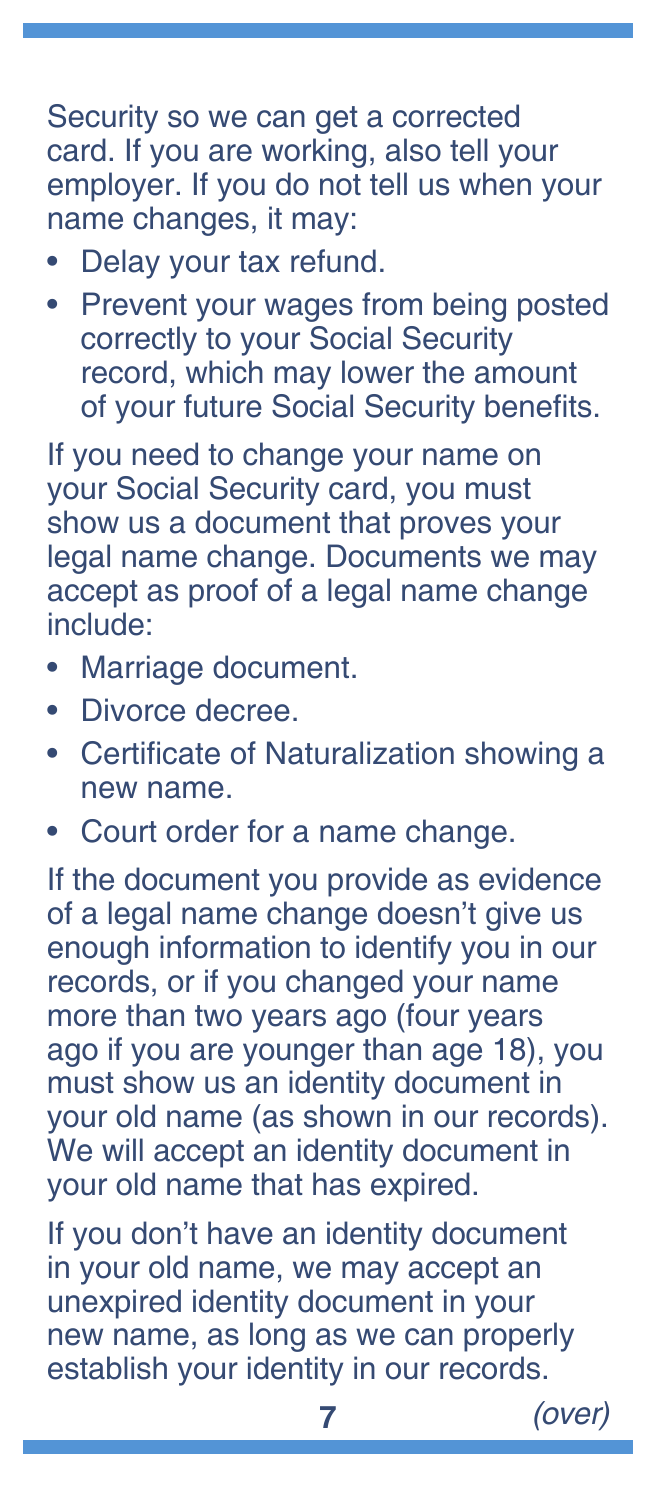Security so we can get a corrected card. If you are working, also tell your employer. If you do not tell us when your name changes, it may:

- Delay your tax refund.
- Prevent your wages from being posted correctly to your Social Security record, which may lower the amount of your future Social Security benefits.

If you need to change your name on your Social Security card, you must show us a document that proves your legal name change. Documents we may accept as proof of a legal name change include:

- Marriage document.
- Divorce decree.
- Certificate of Naturalization showing a new name.
- Court order for a name change.

If the document you provide as evidence of a legal name change doesn't give us enough information to identify you in our records, or if you changed your name more than two years ago (four years ago if you are younger than age 18), you must show us an identity document in your old name (as shown in our records). We will accept an identity document in your old name that has expired.

If you don't have an identity document in your old name, we may accept an unexpired identity document in your new name, as long as we can properly establish your identity in our records.

*(over)*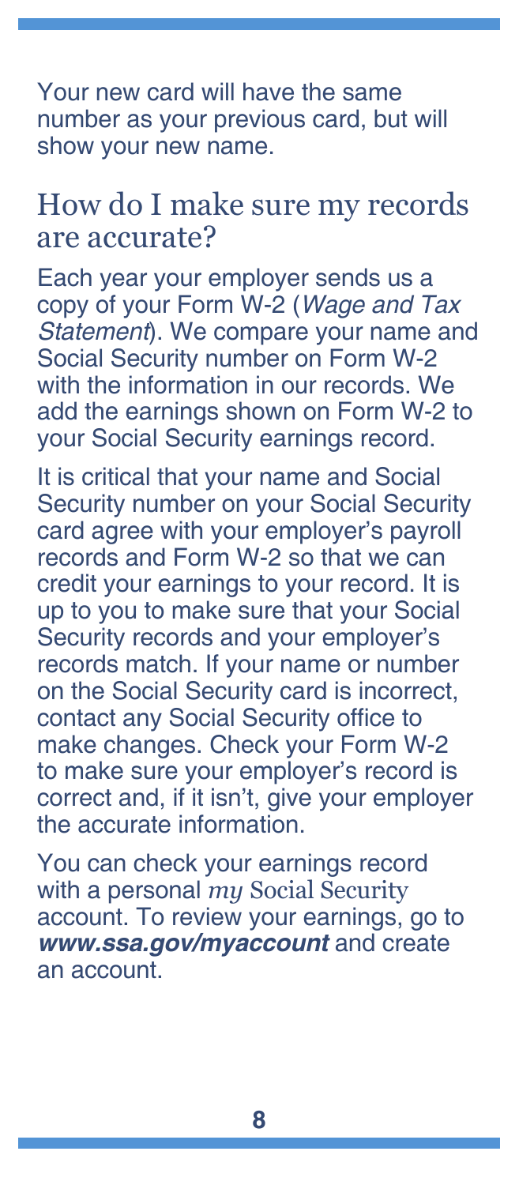Your new card will have the same number as your previous card, but will show your new name.

## How do I make sure my records are accurate?

Each year your employer sends us a copy of your Form W-2 (*Wage and Tax Statement*). We compare your name and Social Security number on Form W-2 with the information in our records. We add the earnings shown on Form W-2 to your Social Security earnings record.

It is critical that your name and Social Security number on your Social Security card agree with your employer's payroll records and Form W-2 so that we can credit your earnings to your record. It is up to you to make sure that your Social Security records and your employer's records match. If your name or number on the Social Security card is incorrect, contact any Social Security office to make changes. Check your Form W-2 to make sure your employer's record is correct and, if it isn't, give your employer the accurate information.

You can check your earnings record with a personal *my* Social Security account. To review your earnings, go to ***www.ssa.gov/myaccount*** and create an account.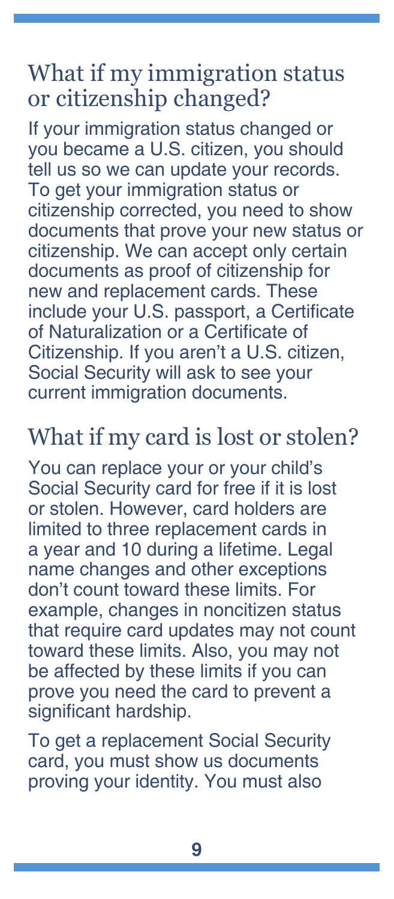## What if my immigration status or citizenship changed?

If your immigration status changed or you became a U.S. citizen, you should tell us so we can update your records. To get your immigration status or citizenship corrected, you need to show documents that prove your new status or citizenship. We can accept only certain documents as proof of citizenship for new and replacement cards. These include your U.S. passport, a Certificate of Naturalization or a Certificate of Citizenship. If you aren't a U.S. citizen, Social Security will ask to see your current immigration documents.

## What if my card is lost or stolen?

You can replace your or your child's Social Security card for free if it is lost or stolen. However, card holders are limited to three replacement cards in a year and 10 during a lifetime. Legal name changes and other exceptions don't count toward these limits. For example, changes in noncitizen status that require card updates may not count toward these limits. Also, you may not be affected by these limits if you can prove you need the card to prevent a significant hardship.

To get a replacement Social Security card, you must show us documents proving your identity. You must also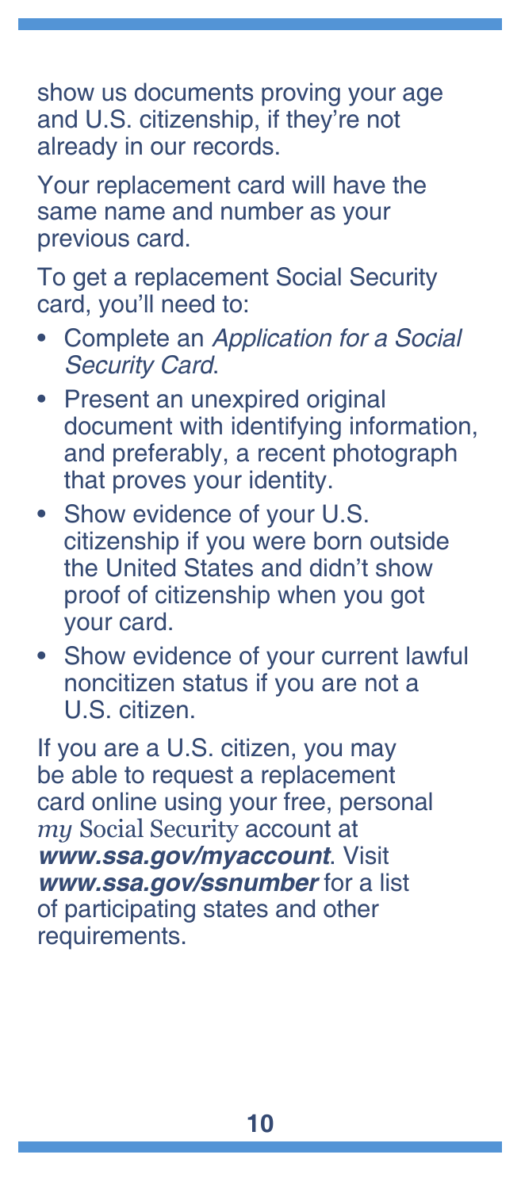show us documents proving your age and U.S. citizenship, if they're not already in our records.

Your replacement card will have the same name and number as your previous card.

To get a replacement Social Security card, you'll need to:

- Complete an *Application for a Social Security Card*.
- Present an unexpired original document with identifying information, and preferably, a recent photograph that proves your identity.
- Show evidence of your U.S. citizenship if you were born outside the United States and didn't show proof of citizenship when you got your card.
- Show evidence of your current lawful noncitizen status if you are not a U.S. citizen.

If you are a U.S. citizen, you may be able to request a replacement card online using your free, personal *my* Social Security account at ***www.ssa.gov/myaccount***. Visit ***www.ssa.gov/ssnumber*** for a list of participating states and other requirements.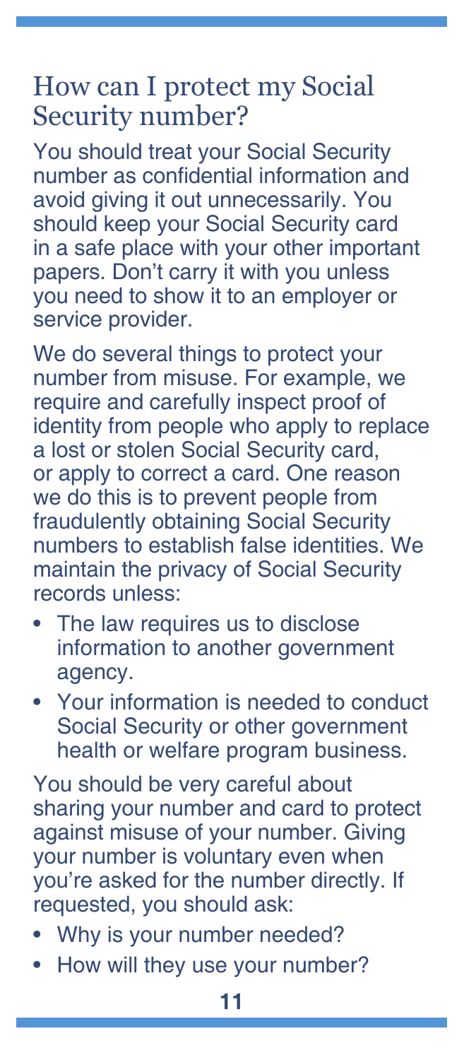## How can I protect my Social Security number?

You should treat your Social Security number as confidential information and avoid giving it out unnecessarily. You should keep your Social Security card in a safe place with your other important papers. Don't carry it with you unless you need to show it to an employer or service provider.

We do several things to protect your number from misuse. For example, we require and carefully inspect proof of identity from people who apply to replace a lost or stolen Social Security card, or apply to correct a card. One reason we do this is to prevent people from fraudulently obtaining Social Security numbers to establish false identities. We maintain the privacy of Social Security records unless:

- The law requires us to disclose information to another government agency.
- Your information is needed to conduct Social Security or other government health or welfare program business.

You should be very careful about sharing your number and card to protect against misuse of your number. Giving your number is voluntary even when you're asked for the number directly. If requested, you should ask:

- Why is your number needed?
- How will they use your number?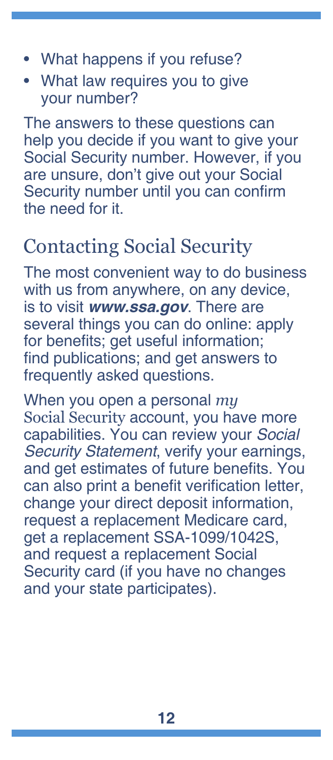- What happens if you refuse?
- What law requires you to give your number?

The answers to these questions can help you decide if you want to give your Social Security number. However, if you are unsure, don't give out your Social Security number until you can confirm the need for it.

## Contacting Social Security

The most convenient way to do business with us from anywhere, on any device, is to visit ***www.ssa.gov***. There are several things you can do online: apply for benefits; get useful information; find publications; and get answers to frequently asked questions.

When you open a personal *my* Social Security account, you have more capabilities. You can review your *Social Security Statement*, verify your earnings, and get estimates of future benefits. You can also print a benefit verification letter, change your direct deposit information, request a replacement Medicare card, get a replacement SSA-1099/1042S, and request a replacement Social Security card (if you have no changes and your state participates).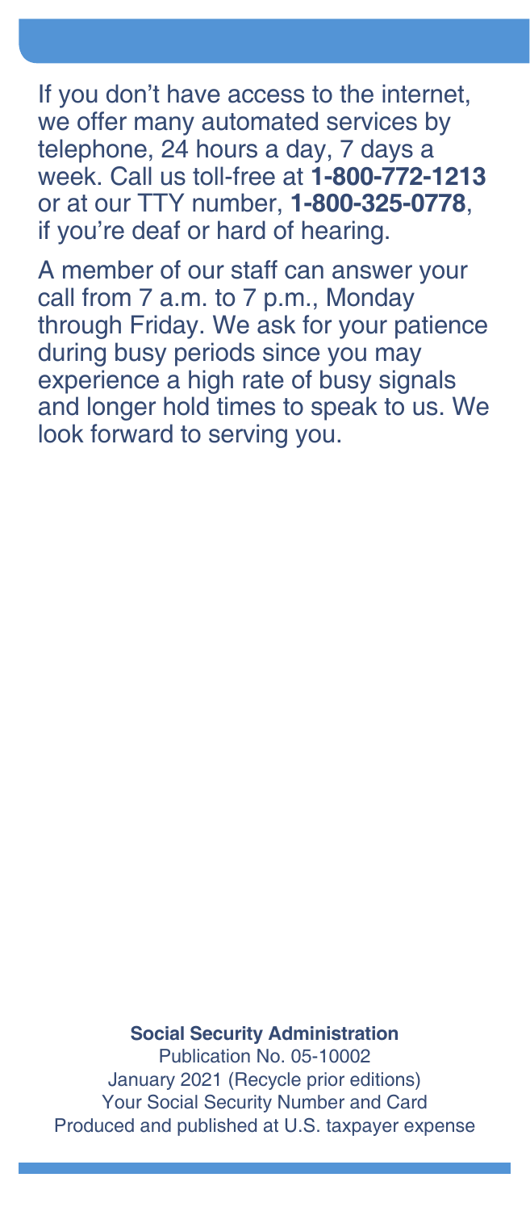If you don't have access to the internet, we offer many automated services by telephone, 24 hours a day, 7 days a week. Call us toll-free at **1-800-772-1213** or at our TTY number, **1-800-325-0778**, if you're deaf or hard of hearing.

A member of our staff can answer your call from 7 a.m. to 7 p.m., Monday through Friday. We ask for your patience during busy periods since you may experience a high rate of busy signals and longer hold times to speak to us. We look forward to serving you.

**Social Security Administration**
Publication No. 05-10002
January 2021 (Recycle prior editions)
Your Social Security Number and Card
Produced and published at U.S. taxpayer expense